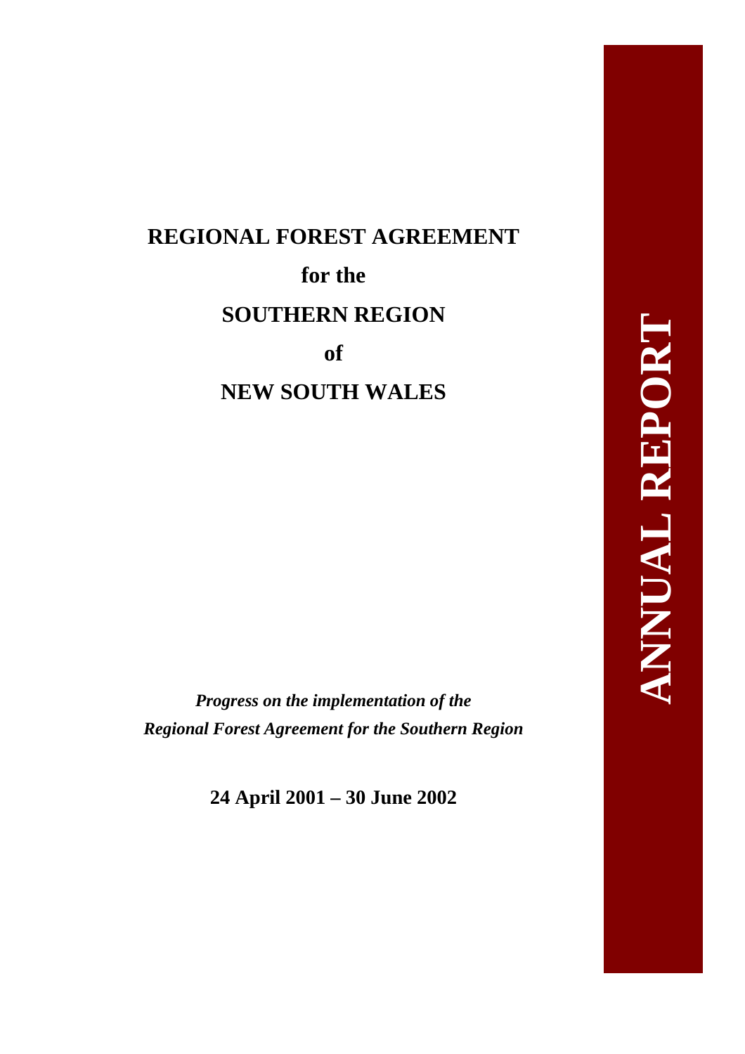# REGIONAL FOREST AGREEMENT

# for the

# SOUTHERN REGION

# of

# NEW SOUTH WALES

***Progress on the implementation of the Regional Forest Agreement for the Southern Region***

**24 April 2001 – 30 June 2002**

**ANNUAL REPORT**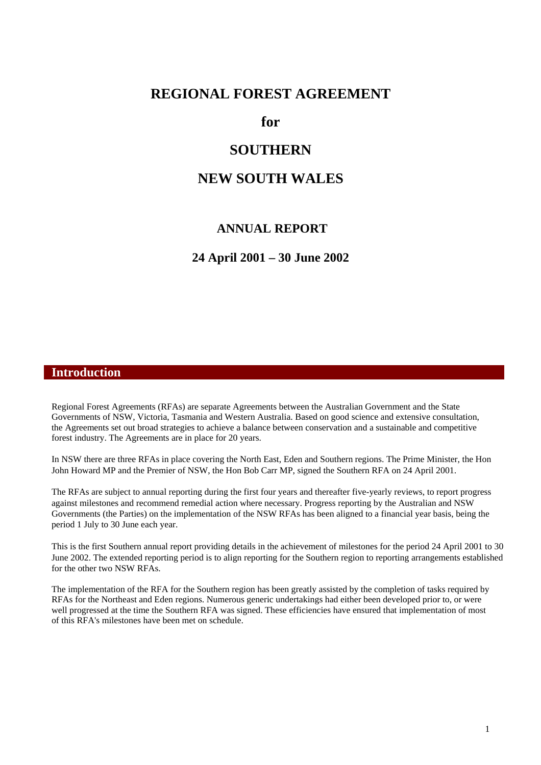# REGIONAL FOREST AGREEMENT

# for

# SOUTHERN

# NEW SOUTH WALES

## ANNUAL REPORT

## 24 April 2001 – 30 June 2002

## Introduction

Regional Forest Agreements (RFAs) are separate Agreements between the Australian Government and the State Governments of NSW, Victoria, Tasmania and Western Australia. Based on good science and extensive consultation, the Agreements set out broad strategies to achieve a balance between conservation and a sustainable and competitive forest industry. The Agreements are in place for 20 years.

In NSW there are three RFAs in place covering the North East, Eden and Southern regions. The Prime Minister, the Hon John Howard MP and the Premier of NSW, the Hon Bob Carr MP, signed the Southern RFA on 24 April 2001.

The RFAs are subject to annual reporting during the first four years and thereafter five-yearly reviews, to report progress against milestones and recommend remedial action where necessary. Progress reporting by the Australian and NSW Governments (the Parties) on the implementation of the NSW RFAs has been aligned to a financial year basis, being the period 1 July to 30 June each year.

This is the first Southern annual report providing details in the achievement of milestones for the period 24 April 2001 to 30 June 2002. The extended reporting period is to align reporting for the Southern region to reporting arrangements established for the other two NSW RFAs.

The implementation of the RFA for the Southern region has been greatly assisted by the completion of tasks required by RFAs for the Northeast and Eden regions. Numerous generic undertakings had either been developed prior to, or were well progressed at the time the Southern RFA was signed. These efficiencies have ensured that implementation of most of this RFA's milestones have been met on schedule.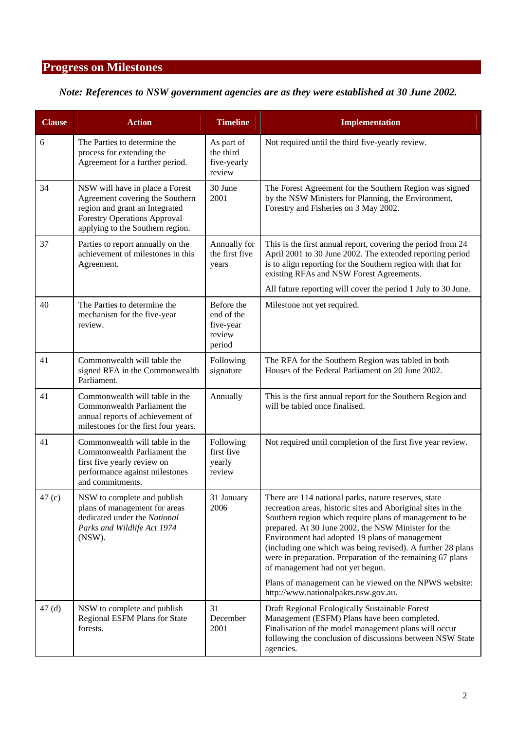## Progress on Milestones

***Note: References to NSW government agencies are as they were established at 30 June 2002.***

| Clause | Action | Timeline | Implementation |
|---|---|---|---|
| 6 | The Parties to determine the process for extending the Agreement for a further period. | As part of the third five-yearly review | Not required until the third five-yearly review. |
| 34 | NSW will have in place a Forest Agreement covering the Southern region and grant an Integrated Forestry Operations Approval applying to the Southern region. | 30 June 2001 | The Forest Agreement for the Southern Region was signed by the NSW Ministers for Planning, the Environment, Forestry and Fisheries on 3 May 2002. |
| 37 | Parties to report annually on the achievement of milestones in this Agreement. | Annually for the first five years | This is the first annual report, covering the period from 24 April 2001 to 30 June 2002. The extended reporting period is to align reporting for the Southern region with that for existing RFAs and NSW Forest Agreements.<br><br>All future reporting will cover the period 1 July to 30 June. |
| 40 | The Parties to determine the mechanism for the five-year review. | Before the end of the five-year review period | Milestone not yet required. |
| 41 | Commonwealth will table the signed RFA in the Commonwealth Parliament. | Following signature | The RFA for the Southern Region was tabled in both Houses of the Federal Parliament on 20 June 2002. |
| 41 | Commonwealth will table in the Commonwealth Parliament the annual reports of achievement of milestones for the first four years. | Annually | This is the first annual report for the Southern Region and will be tabled once finalised. |
| 41 | Commonwealth will table in the Commonwealth Parliament the first five yearly review on performance against milestones and commitments. | Following first five yearly review | Not required until completion of the first five year review. |
| 47 (c) | NSW to complete and publish plans of management for areas dedicated under the *National Parks and Wildlife Act 1974* (NSW). | 31 January 2006 | There are 114 national parks, nature reserves, state recreation areas, historic sites and Aboriginal sites in the Southern region which require plans of management to be prepared. At 30 June 2002, the NSW Minister for the Environment had adopted 19 plans of management (including one which was being revised). A further 28 plans were in preparation. Preparation of the remaining 67 plans of management had not yet begun.<br><br>Plans of management can be viewed on the NPWS website: http://www.nationalpakrs.nsw.gov.au. |
| 47 (d) | NSW to complete and publish Regional ESFM Plans for State forests. | 31 December 2001 | Draft Regional Ecologically Sustainable Forest Management (ESFM) Plans have been completed. Finalisation of the model management plans will occur following the conclusion of discussions between NSW State agencies. |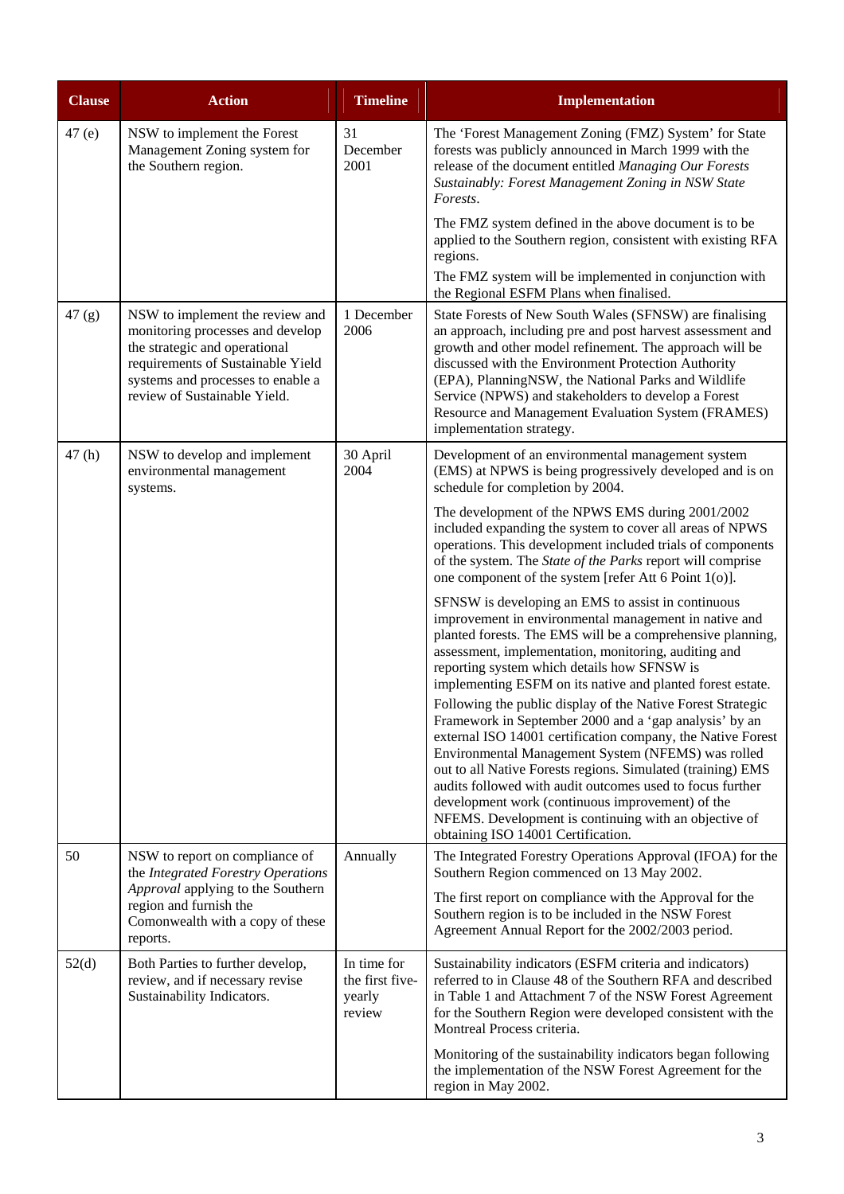| Clause | Action | Timeline | Implementation |
| --- | --- | --- | --- |
| 47 (e) | NSW to implement the Forest Management Zoning system for the Southern region. | 31 December 2001 | The 'Forest Management Zoning (FMZ) System' for State forests was publicly announced in March 1999 with the release of the document entitled *Managing Our Forests Sustainably: Forest Management Zoning in NSW State Forests*.<br><br>The FMZ system defined in the above document is to be applied to the Southern region, consistent with existing RFA regions.<br><br>The FMZ system will be implemented in conjunction with the Regional ESFM Plans when finalised. |
| 47 (g) | NSW to implement the review and monitoring processes and develop the strategic and operational requirements of Sustainable Yield systems and processes to enable a review of Sustainable Yield. | 1 December 2006 | State Forests of New South Wales (SFNSW) are finalising an approach, including pre and post harvest assessment and growth and other model refinement. The approach will be discussed with the Environment Protection Authority (EPA), PlanningNSW, the National Parks and Wildlife Service (NPWS) and stakeholders to develop a Forest Resource and Management Evaluation System (FRAMES) implementation strategy. |
| 47 (h) | NSW to develop and implement environmental management systems. | 30 April 2004 | Development of an environmental management system (EMS) at NPWS is being progressively developed and is on schedule for completion by 2004.<br><br>The development of the NPWS EMS during 2001/2002 included expanding the system to cover all areas of NPWS operations. This development included trials of components of the system. The *State of the Parks* report will comprise one component of the system [refer Att 6 Point 1(o)].<br><br>SFNSW is developing an EMS to assist in continuous improvement in environmental management in native and planted forests. The EMS will be a comprehensive planning, assessment, implementation, monitoring, auditing and reporting system which details how SFNSW is implementing ESFM on its native and planted forest estate.<br><br>Following the public display of the Native Forest Strategic Framework in September 2000 and a 'gap analysis' by an external ISO 14001 certification company, the Native Forest Environmental Management System (NFEMS) was rolled out to all Native Forests regions. Simulated (training) EMS audits followed with audit outcomes used to focus further development work (continuous improvement) of the NFEMS. Development is continuing with an objective of obtaining ISO 14001 Certification. |
| 50 | NSW to report on compliance of the *Integrated Forestry Operations Approval* applying to the Southern region and furnish the Comonwealth with a copy of these reports. | Annually | The Integrated Forestry Operations Approval (IFOA) for the Southern Region commenced on 13 May 2002.<br><br>The first report on compliance with the Approval for the Southern region is to be included in the NSW Forest Agreement Annual Report for the 2002/2003 period. |
| 52(d) | Both Parties to further develop, review, and if necessary revise Sustainability Indicators. | In time for the first five-yearly review | Sustainability indicators (ESFM criteria and indicators) referred to in Clause 48 of the Southern RFA and described in Table 1 and Attachment 7 of the NSW Forest Agreement for the Southern Region were developed consistent with the Montreal Process criteria.<br><br>Monitoring of the sustainability indicators began following the implementation of the NSW Forest Agreement for the region in May 2002. |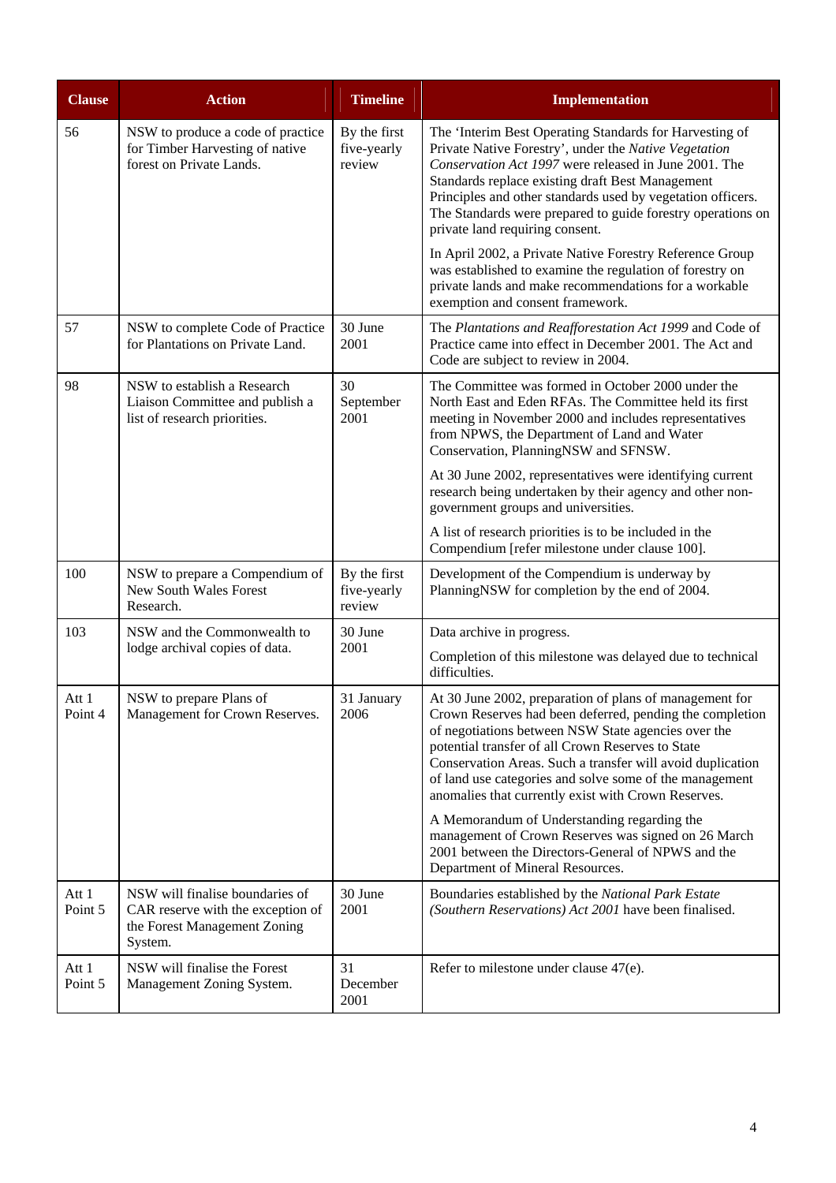| Clause | Action | Timeline | Implementation |
|---|---|---|---|
| 56 | NSW to produce a code of practice for Timber Harvesting of native forest on Private Lands. | By the first five-yearly review | The 'Interim Best Operating Standards for Harvesting of Private Native Forestry', under the *Native Vegetation Conservation Act 1997* were released in June 2001. The Standards replace existing draft Best Management Principles and other standards used by vegetation officers. The Standards were prepared to guide forestry operations on private land requiring consent.<br><br>In April 2002, a Private Native Forestry Reference Group was established to examine the regulation of forestry on private lands and make recommendations for a workable exemption and consent framework. |
| 57 | NSW to complete Code of Practice for Plantations on Private Land. | 30 June 2001 | The *Plantations and Reafforestation Act 1999* and Code of Practice came into effect in December 2001. The Act and Code are subject to review in 2004. |
| 98 | NSW to establish a Research Liaison Committee and publish a list of research priorities. | 30 September 2001 | The Committee was formed in October 2000 under the North East and Eden RFAs. The Committee held its first meeting in November 2000 and includes representatives from NPWS, the Department of Land and Water Conservation, PlanningNSW and SFNSW.<br><br>At 30 June 2002, representatives were identifying current research being undertaken by their agency and other non-government groups and universities.<br><br>A list of research priorities is to be included in the Compendium [refer milestone under clause 100]. |
| 100 | NSW to prepare a Compendium of New South Wales Forest Research. | By the first five-yearly review | Development of the Compendium is underway by PlanningNSW for completion by the end of 2004. |
| 103 | NSW and the Commonwealth to lodge archival copies of data. | 30 June 2001 | Data archive in progress.<br><br>Completion of this milestone was delayed due to technical difficulties. |
| Att 1 Point 4 | NSW to prepare Plans of Management for Crown Reserves. | 31 January 2006 | At 30 June 2002, preparation of plans of management for Crown Reserves had been deferred, pending the completion of negotiations between NSW State agencies over the potential transfer of all Crown Reserves to State Conservation Areas. Such a transfer will avoid duplication of land use categories and solve some of the management anomalies that currently exist with Crown Reserves.<br><br>A Memorandum of Understanding regarding the management of Crown Reserves was signed on 26 March 2001 between the Directors-General of NPWS and the Department of Mineral Resources. |
| Att 1 Point 5 | NSW will finalise boundaries of CAR reserve with the exception of the Forest Management Zoning System. | 30 June 2001 | Boundaries established by the *National Park Estate (Southern Reservations) Act 2001* have been finalised. |
| Att 1 Point 5 | NSW will finalise the Forest Management Zoning System. | 31 December 2001 | Refer to milestone under clause 47(e). |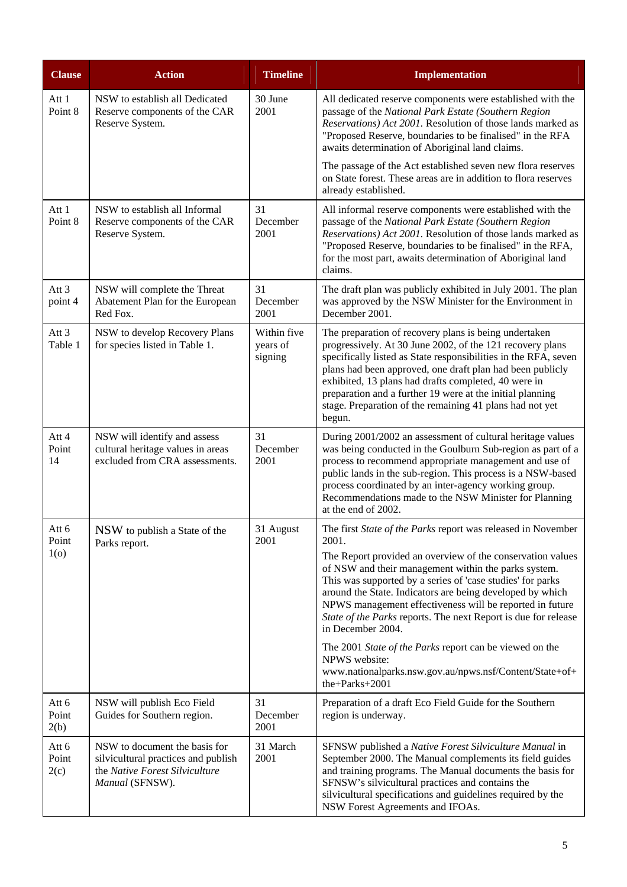| Clause | Action | Timeline | Implementation |
| --- | --- | --- | --- |
| Att 1 Point 8 | NSW to establish all Dedicated Reserve components of the CAR Reserve System. | 30 June 2001 | All dedicated reserve components were established with the passage of the *National Park Estate (Southern Region Reservations) Act 2001*. Resolution of those lands marked as "Proposed Reserve, boundaries to be finalised" in the RFA awaits determination of Aboriginal land claims.<br><br>The passage of the Act established seven new flora reserves on State forest. These areas are in addition to flora reserves already established. |
| Att 1 Point 8 | NSW to establish all Informal Reserve components of the CAR Reserve System. | 31 December 2001 | All informal reserve components were established with the passage of the *National Park Estate (Southern Region Reservations) Act 2001*. Resolution of those lands marked as "Proposed Reserve, boundaries to be finalised" in the RFA, for the most part, awaits determination of Aboriginal land claims. |
| Att 3 point 4 | NSW will complete the Threat Abatement Plan for the European Red Fox. | 31 December 2001 | The draft plan was publicly exhibited in July 2001. The plan was approved by the NSW Minister for the Environment in December 2001. |
| Att 3 Table 1 | NSW to develop Recovery Plans for species listed in Table 1. | Within five years of signing | The preparation of recovery plans is being undertaken progressively. At 30 June 2002, of the 121 recovery plans specifically listed as State responsibilities in the RFA, seven plans had been approved, one draft plan had been publicly exhibited, 13 plans had drafts completed, 40 were in preparation and a further 19 were at the initial planning stage. Preparation of the remaining 41 plans had not yet begun. |
| Att 4 Point 14 | NSW will identify and assess cultural heritage values in areas excluded from CRA assessments. | 31 December 2001 | During 2001/2002 an assessment of cultural heritage values was being conducted in the Goulburn Sub-region as part of a process to recommend appropriate management and use of public lands in the sub-region. This process is a NSW-based process coordinated by an inter-agency working group. Recommendations made to the NSW Minister for Planning at the end of 2002. |
| Att 6 Point 1(o) | NSW to publish a State of the Parks report. | 31 August 2001 | The first *State of the Parks* report was released in November 2001.<br><br>The Report provided an overview of the conservation values of NSW and their management within the parks system. This was supported by a series of 'case studies' for parks around the State. Indicators are being developed by which NPWS management effectiveness will be reported in future *State of the Parks* reports. The next Report is due for release in December 2004.<br><br>The 2001 *State of the Parks* report can be viewed on the NPWS website: www.nationalparks.nsw.gov.au/npws.nsf/Content/State+of+the+Parks+2001 |
| Att 6 Point 2(b) | NSW will publish Eco Field Guides for Southern region. | 31 December 2001 | Preparation of a draft Eco Field Guide for the Southern region is underway. |
| Att 6 Point 2(c) | NSW to document the basis for silvicultural practices and publish the *Native Forest Silviculture Manual* (SFNSW). | 31 March 2001 | SFNSW published a *Native Forest Silviculture Manual* in September 2000. The Manual complements its field guides and training programs. The Manual documents the basis for SFNSW's silvicultural practices and contains the silvicultural specifications and guidelines required by the NSW Forest Agreements and IFOAs. |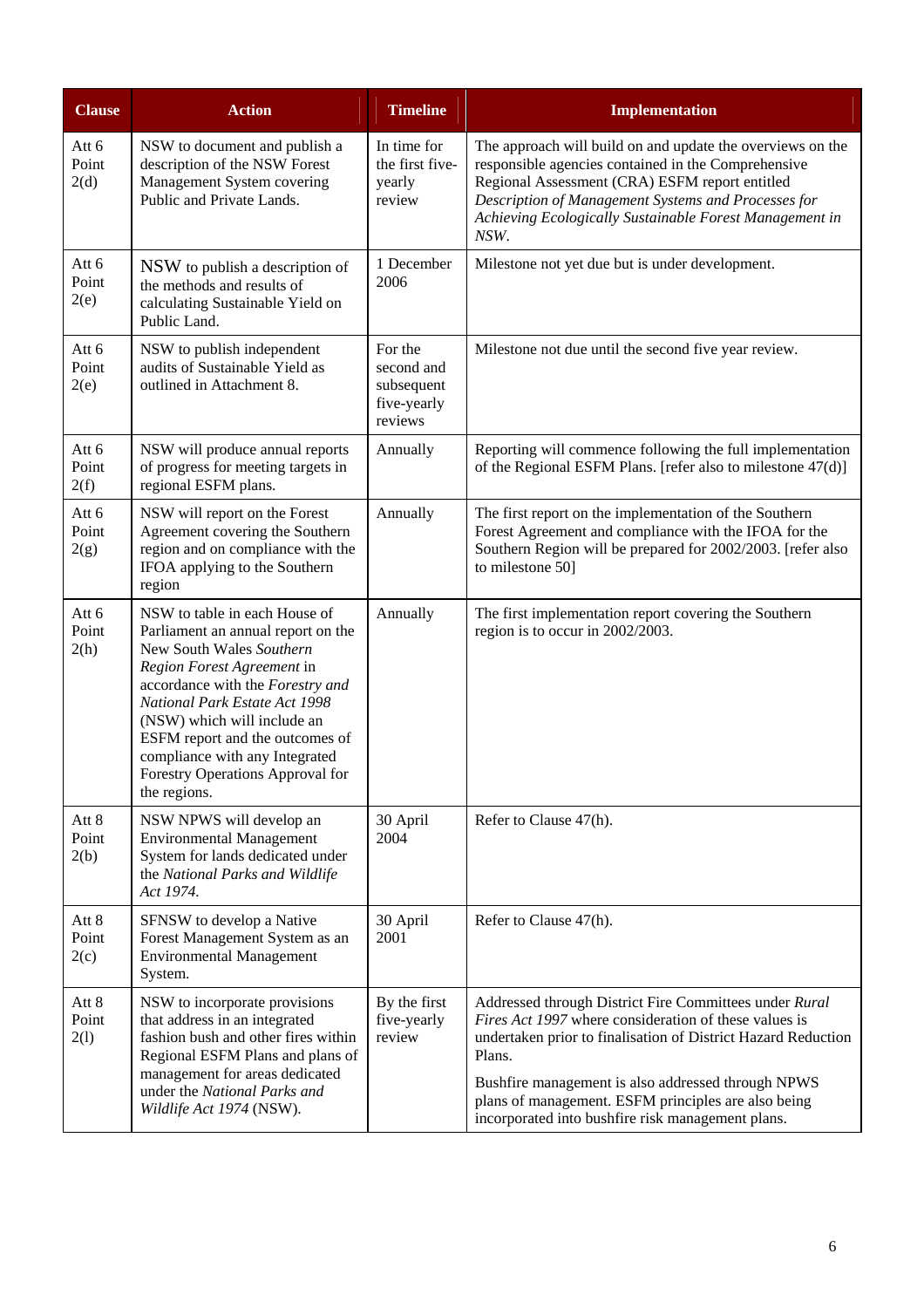| Clause | Action | Timeline | Implementation |
|---|---|---|---|
| Att 6 Point 2(d) | NSW to document and publish a description of the NSW Forest Management System covering Public and Private Lands. | In time for the first five-yearly review | The approach will build on and update the overviews on the responsible agencies contained in the Comprehensive Regional Assessment (CRA) ESFM report entitled *Description of Management Systems and Processes for Achieving Ecologically Sustainable Forest Management in NSW*. |
| Att 6 Point 2(e) | NSW to publish a description of the methods and results of calculating Sustainable Yield on Public Land. | 1 December 2006 | Milestone not yet due but is under development. |
| Att 6 Point 2(e) | NSW to publish independent audits of Sustainable Yield as outlined in Attachment 8. | For the second and subsequent five-yearly reviews | Milestone not due until the second five year review. |
| Att 6 Point 2(f) | NSW will produce annual reports of progress for meeting targets in regional ESFM plans. | Annually | Reporting will commence following the full implementation of the Regional ESFM Plans. [refer also to milestone 47(d)] |
| Att 6 Point 2(g) | NSW will report on the Forest Agreement covering the Southern region and on compliance with the IFOA applying to the Southern region | Annually | The first report on the implementation of the Southern Forest Agreement and compliance with the IFOA for the Southern Region will be prepared for 2002/2003. [refer also to milestone 50] |
| Att 6 Point 2(h) | NSW to table in each House of Parliament an annual report on the New South Wales *Southern Region Forest Agreement* in accordance with the *Forestry and National Park Estate Act 1998* (NSW) which will include an ESFM report and the outcomes of compliance with any Integrated Forestry Operations Approval for the regions. | Annually | The first implementation report covering the Southern region is to occur in 2002/2003. |
| Att 8 Point 2(b) | NSW NPWS will develop an Environmental Management System for lands dedicated under the *National Parks and Wildlife Act 1974*. | 30 April 2004 | Refer to Clause 47(h). |
| Att 8 Point 2(c) | SFNSW to develop a Native Forest Management System as an Environmental Management System. | 30 April 2001 | Refer to Clause 47(h). |
| Att 8 Point 2(l) | NSW to incorporate provisions that address in an integrated fashion bush and other fires within Regional ESFM Plans and plans of management for areas dedicated under the *National Parks and Wildlife Act 1974* (NSW). | By the first five-yearly review | Addressed through District Fire Committees under *Rural Fires Act 1997* where consideration of these values is undertaken prior to finalisation of District Hazard Reduction Plans.<br><br>Bushfire management is also addressed through NPWS plans of management. ESFM principles are also being incorporated into bushfire risk management plans. |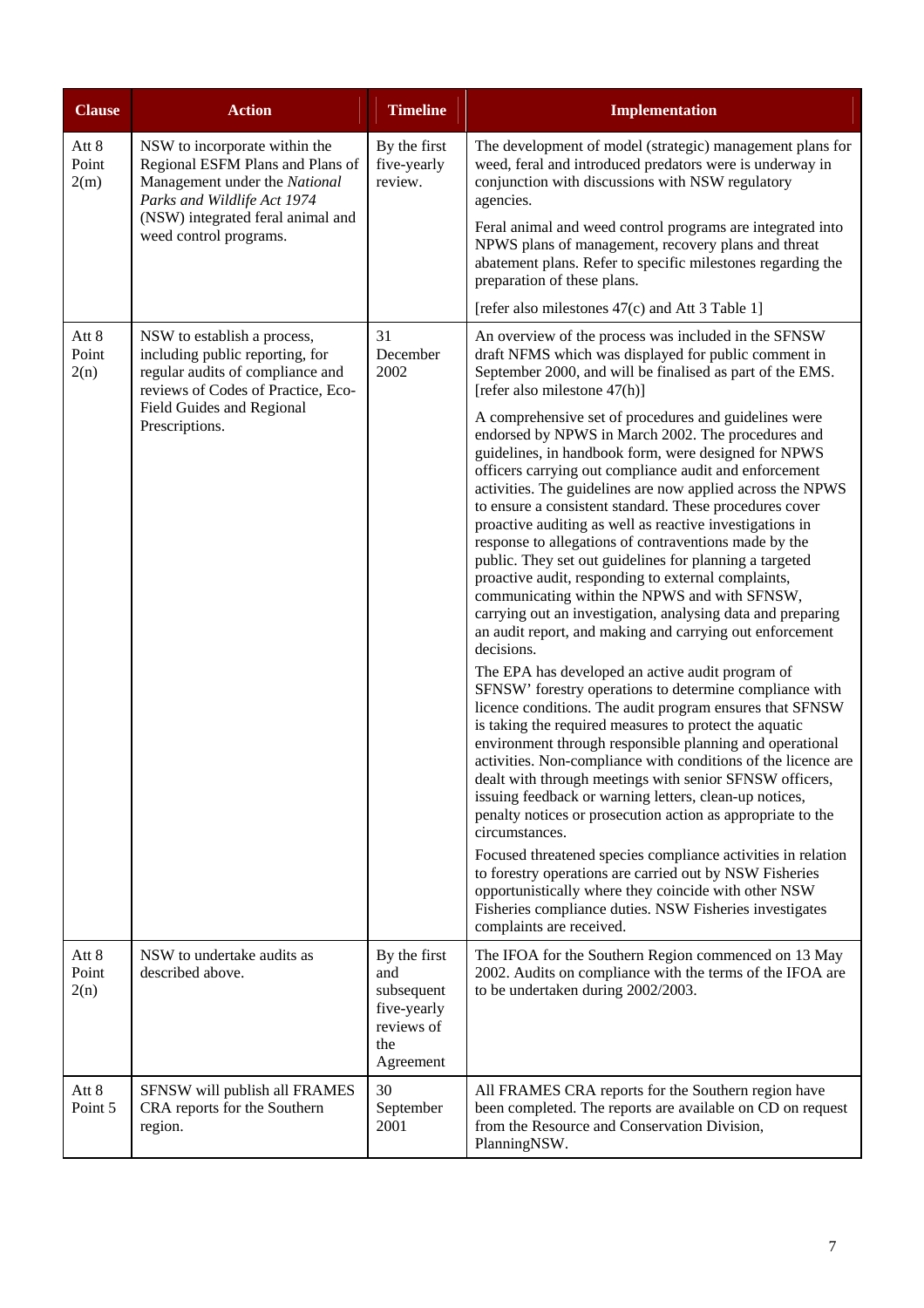| Clause | Action | Timeline | Implementation |
|---|---|---|---|
| Att 8 Point 2(m) | NSW to incorporate within the Regional ESFM Plans and Plans of Management under the *National Parks and Wildlife Act 1974* (NSW) integrated feral animal and weed control programs. | By the first five-yearly review. | The development of model (strategic) management plans for weed, feral and introduced predators were is underway in conjunction with discussions with NSW regulatory agencies.<br><br>Feral animal and weed control programs are integrated into NPWS plans of management, recovery plans and threat abatement plans. Refer to specific milestones regarding the preparation of these plans.<br><br>[refer also milestones 47(c) and Att 3 Table 1] |
| Att 8 Point 2(n) | NSW to establish a process, including public reporting, for regular audits of compliance and reviews of Codes of Practice, Eco-Field Guides and Regional Prescriptions. | 31 December 2002 | An overview of the process was included in the SFNSW draft NFMS which was displayed for public comment in September 2000, and will be finalised as part of the EMS. [refer also milestone 47(h)]<br><br>A comprehensive set of procedures and guidelines were endorsed by NPWS in March 2002. The procedures and guidelines, in handbook form, were designed for NPWS officers carrying out compliance audit and enforcement activities. The guidelines are now applied across the NPWS to ensure a consistent standard. These procedures cover proactive auditing as well as reactive investigations in response to allegations of contraventions made by the public. They set out guidelines for planning a targeted proactive audit, responding to external complaints, communicating within the NPWS and with SFNSW, carrying out an investigation, analysing data and preparing an audit report, and making and carrying out enforcement decisions.<br><br>The EPA has developed an active audit program of SFNSW' forestry operations to determine compliance with licence conditions. The audit program ensures that SFNSW is taking the required measures to protect the aquatic environment through responsible planning and operational activities. Non-compliance with conditions of the licence are dealt with through meetings with senior SFNSW officers, issuing feedback or warning letters, clean-up notices, penalty notices or prosecution action as appropriate to the circumstances.<br><br>Focused threatened species compliance activities in relation to forestry operations are carried out by NSW Fisheries opportunistically where they coincide with other NSW Fisheries compliance duties. NSW Fisheries investigates complaints are received. |
| Att 8 Point 2(n) | NSW to undertake audits as described above. | By the first and subsequent five-yearly reviews of the Agreement | The IFOA for the Southern Region commenced on 13 May 2002. Audits on compliance with the terms of the IFOA are to be undertaken during 2002/2003. |
| Att 8 Point 5 | SFNSW will publish all FRAMES CRA reports for the Southern region. | 30 September 2001 | All FRAMES CRA reports for the Southern region have been completed. The reports are available on CD on request from the Resource and Conservation Division, PlanningNSW. |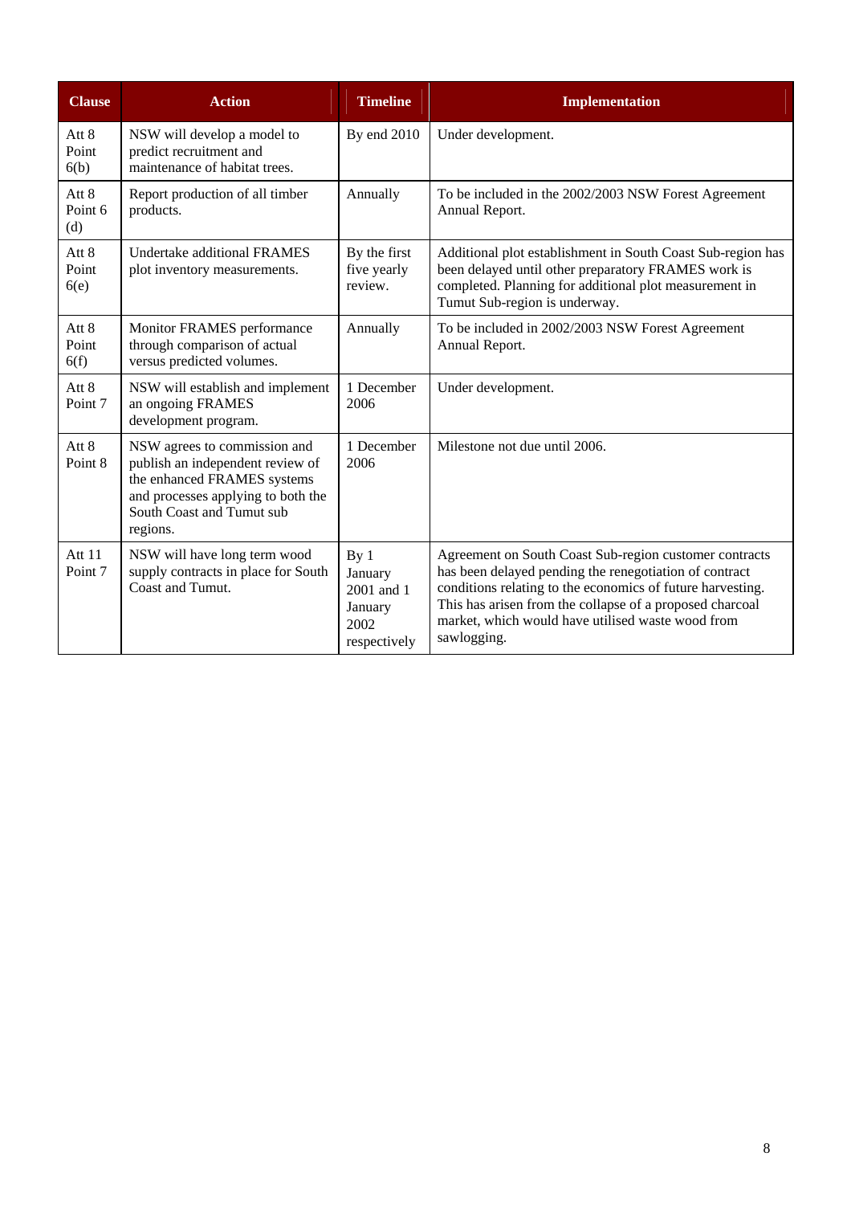| Clause | Action | Timeline | Implementation |
| --- | --- | --- | --- |
| Att 8 Point 6(b) | NSW will develop a model to predict recruitment and maintenance of habitat trees. | By end 2010 | Under development. |
| Att 8 Point 6 (d) | Report production of all timber products. | Annually | To be included in the 2002/2003 NSW Forest Agreement Annual Report. |
| Att 8 Point 6(e) | Undertake additional FRAMES plot inventory measurements. | By the first five yearly review. | Additional plot establishment in South Coast Sub-region has been delayed until other preparatory FRAMES work is completed. Planning for additional plot measurement in Tumut Sub-region is underway. |
| Att 8 Point 6(f) | Monitor FRAMES performance through comparison of actual versus predicted volumes. | Annually | To be included in 2002/2003 NSW Forest Agreement Annual Report. |
| Att 8 Point 7 | NSW will establish and implement an ongoing FRAMES development program. | 1 December 2006 | Under development. |
| Att 8 Point 8 | NSW agrees to commission and publish an independent review of the enhanced FRAMES systems and processes applying to both the South Coast and Tumut sub regions. | 1 December 2006 | Milestone not due until 2006. |
| Att 11 Point 7 | NSW will have long term wood supply contracts in place for South Coast and Tumut. | By 1 January 2001 and 1 January 2002 respectively | Agreement on South Coast Sub-region customer contracts has been delayed pending the renegotiation of contract conditions relating to the economics of future harvesting. This has arisen from the collapse of a proposed charcoal market, which would have utilised waste wood from sawlogging. |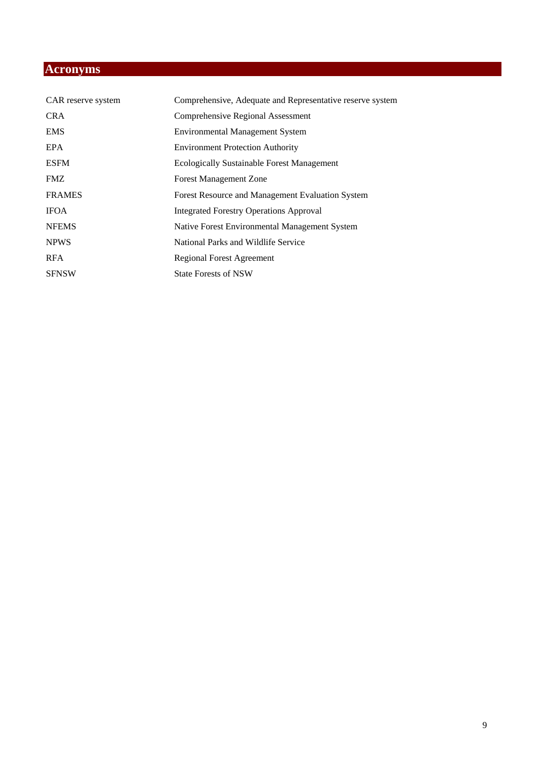# Acronyms

| | |
|---|---|
| CAR reserve system | Comprehensive, Adequate and Representative reserve system |
| CRA | Comprehensive Regional Assessment |
| EMS | Environmental Management System |
| EPA | Environment Protection Authority |
| ESFM | Ecologically Sustainable Forest Management |
| FMZ | Forest Management Zone |
| FRAMES | Forest Resource and Management Evaluation System |
| IFOA | Integrated Forestry Operations Approval |
| NFEMS | Native Forest Environmental Management System |
| NPWS | National Parks and Wildlife Service |
| RFA | Regional Forest Agreement |
| SFNSW | State Forests of NSW |